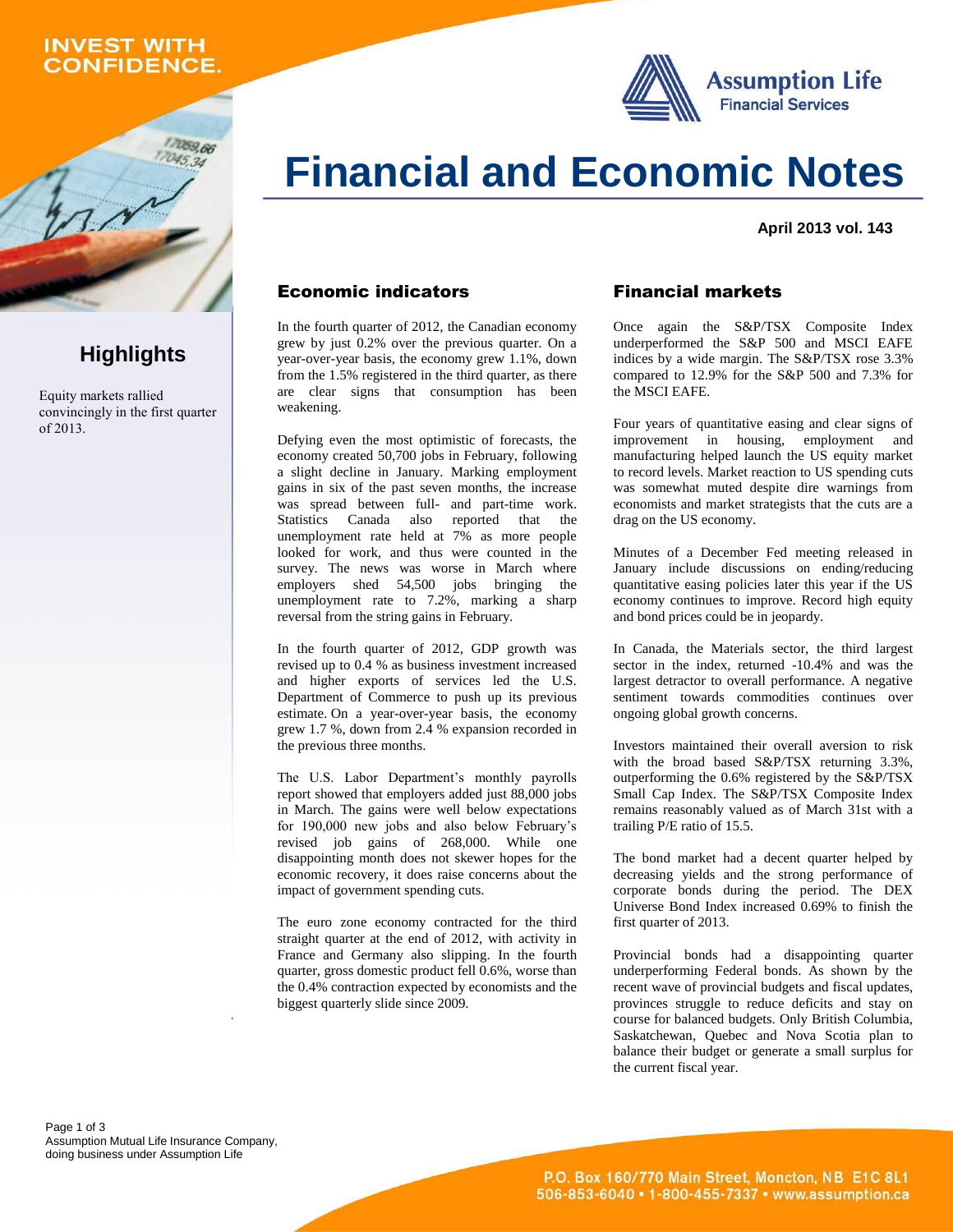INVEST WITH CONFIDENCE.

Assumption Life
Financial Services

# Financial and Economic Notes

**April 2013 vol. 143**

## Highlights

Equity markets rallied convincingly in the first quarter of 2013.

## Economic indicators

In the fourth quarter of 2012, the Canadian economy grew by just 0.2% over the previous quarter. On a year-over-year basis, the economy grew 1.1%, down from the 1.5% registered in the third quarter, as there are clear signs that consumption has been weakening.

Defying even the most optimistic of forecasts, the economy created 50,700 jobs in February, following a slight decline in January. Marking employment gains in six of the past seven months, the increase was spread between full- and part-time work. Statistics Canada also reported that the unemployment rate held at 7% as more people looked for work, and thus were counted in the survey. The news was worse in March where employers shed 54,500 jobs bringing the unemployment rate to 7.2%, marking a sharp reversal from the string gains in February.

In the fourth quarter of 2012, GDP growth was revised up to 0.4 % as business investment increased and higher exports of services led the U.S. Department of Commerce to push up its previous estimate. On a year-over-year basis, the economy grew 1.7 %, down from 2.4 % expansion recorded in the previous three months.

The U.S. Labor Department's monthly payrolls report showed that employers added just 88,000 jobs in March. The gains were well below expectations for 190,000 new jobs and also below February's revised job gains of 268,000. While one disappointing month does not skewer hopes for the economic recovery, it does raise concerns about the impact of government spending cuts.

The euro zone economy contracted for the third straight quarter at the end of 2012, with activity in France and Germany also slipping. In the fourth quarter, gross domestic product fell 0.6%, worse than the 0.4% contraction expected by economists and the biggest quarterly slide since 2009.

## Financial markets

Once again the S&P/TSX Composite Index underperformed the S&P 500 and MSCI EAFE indices by a wide margin. The S&P/TSX rose 3.3% compared to 12.9% for the S&P 500 and 7.3% for the MSCI EAFE.

Four years of quantitative easing and clear signs of improvement in housing, employment and manufacturing helped launch the US equity market to record levels. Market reaction to US spending cuts was somewhat muted despite dire warnings from economists and market strategists that the cuts are a drag on the US economy.

Minutes of a December Fed meeting released in January include discussions on ending/reducing quantitative easing policies later this year if the US economy continues to improve. Record high equity and bond prices could be in jeopardy.

In Canada, the Materials sector, the third largest sector in the index, returned -10.4% and was the largest detractor to overall performance. A negative sentiment towards commodities continues over ongoing global growth concerns.

Investors maintained their overall aversion to risk with the broad based S&P/TSX returning 3.3%, outperforming the 0.6% registered by the S&P/TSX Small Cap Index. The S&P/TSX Composite Index remains reasonably valued as of March 31st with a trailing P/E ratio of 15.5.

The bond market had a decent quarter helped by decreasing yields and the strong performance of corporate bonds during the period. The DEX Universe Bond Index increased 0.69% to finish the first quarter of 2013.

Provincial bonds had a disappointing quarter underperforming Federal bonds. As shown by the recent wave of provincial budgets and fiscal updates, provinces struggle to reduce deficits and stay on course for balanced budgets. Only British Columbia, Saskatchewan, Quebec and Nova Scotia plan to balance their budget or generate a small surplus for the current fiscal year.

Assumption Mutual Life Insurance Company, doing business under Assumption Life

P.O. Box 160/770 Main Street, Moncton, NB E1C 8L1
506-853-6040 • 1-800-455-7337 • www.assumption.ca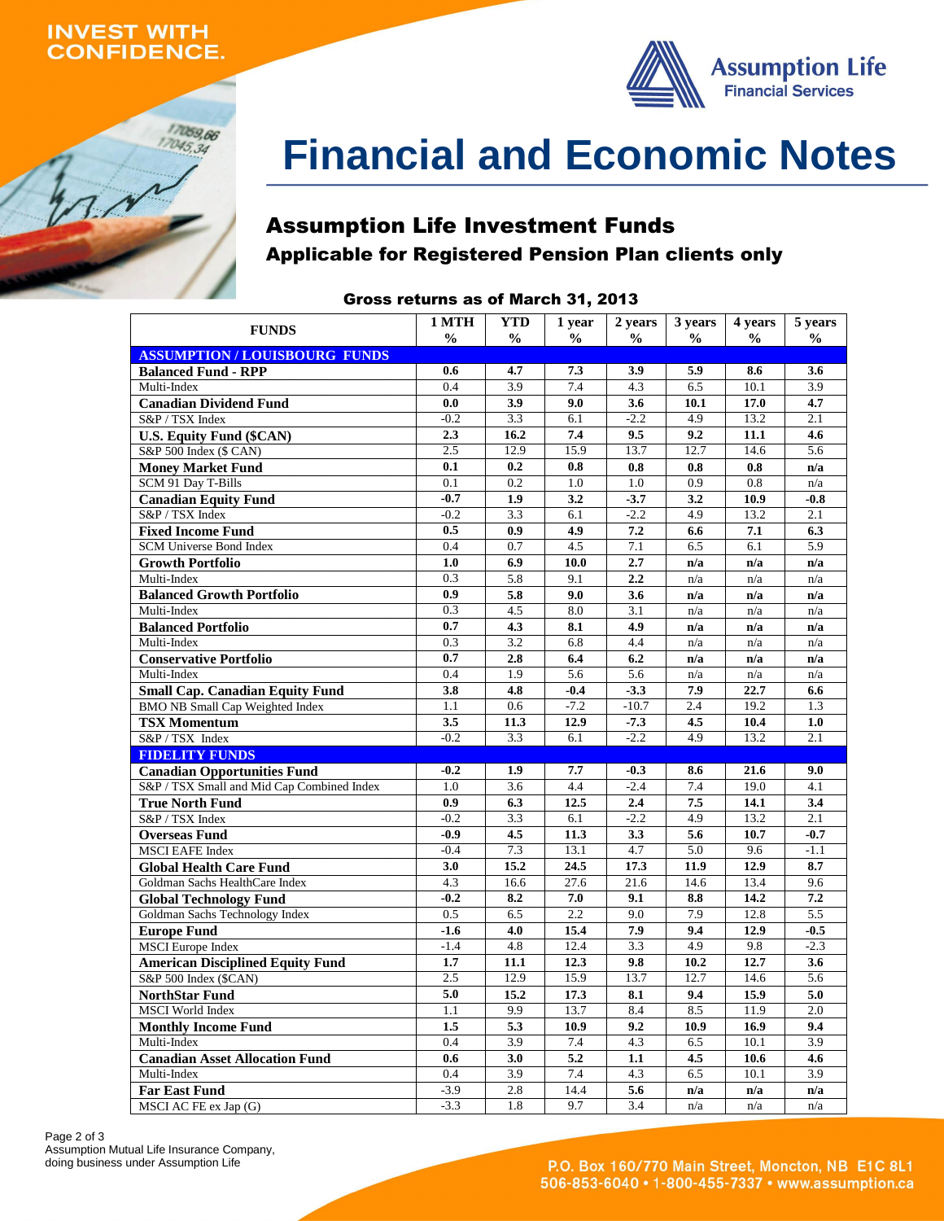INVEST WITH CONFIDENCE.

Assumption Life Financial Services

# Financial and Economic Notes

## Assumption Life Investment Funds

### Applicable for Registered Pension Plan clients only

**Gross returns as of March 31, 2013**

| FUNDS | 1 MTH % | YTD % | 1 year % | 2 years % | 3 years % | 4 years % | 5 years % |
|---|---|---|---|---|---|---|---|
| **ASSUMPTION / LOUISBOURG FUNDS** | | | | | | | |
| **Balanced Fund - RPP** | **0.6** | **4.7** | **7.3** | **3.9** | **5.9** | **8.6** | **3.6** |
| Multi-Index | 0.4 | 3.9 | 7.4 | 4.3 | 6.5 | 10.1 | 3.9 |
| **Canadian Dividend Fund** | **0.0** | **3.9** | **9.0** | **3.6** | **10.1** | **17.0** | **4.7** |
| S&P / TSX Index | -0.2 | 3.3 | 6.1 | -2.2 | 4.9 | 13.2 | 2.1 |
| **U.S. Equity Fund ($CAN)** | **2.3** | **16.2** | **7.4** | **9.5** | **9.2** | **11.1** | **4.6** |
| S&P 500 Index ($ CAN) | 2.5 | 12.9 | 15.9 | 13.7 | 12.7 | 14.6 | 5.6 |
| **Money Market Fund** | **0.1** | **0.2** | **0.8** | **0.8** | **0.8** | **0.8** | **n/a** |
| SCM 91 Day T-Bills | 0.1 | 0.2 | 1.0 | 1.0 | 0.9 | 0.8 | n/a |
| **Canadian Equity Fund** | **-0.7** | **1.9** | **3.2** | **-3.7** | **3.2** | **10.9** | **-0.8** |
| S&P / TSX Index | -0.2 | 3.3 | 6.1 | -2.2 | 4.9 | 13.2 | 2.1 |
| **Fixed Income Fund** | **0.5** | **0.9** | **4.9** | **7.2** | **6.6** | **7.1** | **6.3** |
| SCM Universe Bond Index | 0.4 | 0.7 | 4.5 | 7.1 | 6.5 | 6.1 | 5.9 |
| **Growth Portfolio** | **1.0** | **6.9** | **10.0** | **2.7** | **n/a** | **n/a** | **n/a** |
| Multi-Index | 0.3 | 5.8 | 9.1 | 2.2 | n/a | n/a | n/a |
| **Balanced Growth Portfolio** | **0.9** | **5.8** | **9.0** | **3.6** | **n/a** | **n/a** | **n/a** |
| Multi-Index | 0.3 | 4.5 | 8.0 | 3.1 | n/a | n/a | n/a |
| **Balanced Portfolio** | **0.7** | **4.3** | **8.1** | **4.9** | **n/a** | **n/a** | **n/a** |
| Multi-Index | 0.3 | 3.2 | 6.8 | 4.4 | n/a | n/a | n/a |
| **Conservative Portfolio** | **0.7** | **2.8** | **6.4** | **6.2** | **n/a** | **n/a** | **n/a** |
| Multi-Index | 0.4 | 1.9 | 5.6 | 5.6 | n/a | n/a | n/a |
| **Small Cap. Canadian Equity Fund** | **3.8** | **4.8** | **-0.4** | **-3.3** | **7.9** | **22.7** | **6.6** |
| BMO NB Small Cap Weighted Index | 1.1 | 0.6 | -7.2 | -10.7 | 2.4 | 19.2 | 1.3 |
| **TSX Momentum** | **3.5** | **11.3** | **12.9** | **-7.3** | **4.5** | **10.4** | **1.0** |
| S&P / TSX Index | -0.2 | 3.3 | 6.1 | -2.2 | 4.9 | 13.2 | 2.1 |
| **FIDELITY FUNDS** | | | | | | | |
| **Canadian Opportunities Fund** | **-0.2** | **1.9** | **7.7** | **-0.3** | **8.6** | **21.6** | **9.0** |
| S&P / TSX Small and Mid Cap Combined Index | 1.0 | 3.6 | 4.4 | -2.4 | 7.4 | 19.0 | 4.1 |
| **True North Fund** | **0.9** | **6.3** | **12.5** | **2.4** | **7.5** | **14.1** | **3.4** |
| S&P / TSX Index | -0.2 | 3.3 | 6.1 | -2.2 | 4.9 | 13.2 | 2.1 |
| **Overseas Fund** | **-0.9** | **4.5** | **11.3** | **3.3** | **5.6** | **10.7** | **-0.7** |
| MSCI EAFE Index | -0.4 | 7.3 | 13.1 | 4.7 | 5.0 | 9.6 | -1.1 |
| **Global Health Care Fund** | **3.0** | **15.2** | **24.5** | **17.3** | **11.9** | **12.9** | **8.7** |
| Goldman Sachs HealthCare Index | 4.3 | 16.6 | 27.6 | 21.6 | 14.6 | 13.4 | 9.6 |
| **Global Technology Fund** | **-0.2** | **8.2** | **7.0** | **9.1** | **8.8** | **14.2** | **7.2** |
| Goldman Sachs Technology Index | 0.5 | 6.5 | 2.2 | 9.0 | 7.9 | 12.8 | 5.5 |
| **Europe Fund** | **-1.6** | **4.0** | **15.4** | **7.9** | **9.4** | **12.9** | **-0.5** |
| MSCI Europe Index | -1.4 | 4.8 | 12.4 | 3.3 | 4.9 | 9.8 | -2.3 |
| **American Disciplined Equity Fund** | **1.7** | **11.1** | **12.3** | **9.8** | **10.2** | **12.7** | **3.6** |
| S&P 500 Index ($CAN) | 2.5 | 12.9 | 15.9 | 13.7 | 12.7 | 14.6 | 5.6 |
| **NorthStar Fund** | **5.0** | **15.2** | **17.3** | **8.1** | **9.4** | **15.9** | **5.0** |
| MSCI World Index | 1.1 | 9.9 | 13.7 | 8.4 | 8.5 | 11.9 | 2.0 |
| **Monthly Income Fund** | **1.5** | **5.3** | **10.9** | **9.2** | **10.9** | **16.9** | **9.4** |
| Multi-Index | 0.4 | 3.9 | 7.4 | 4.3 | 6.5 | 10.1 | 3.9 |
| **Canadian Asset Allocation Fund** | **0.6** | **3.0** | **5.2** | **1.1** | **4.5** | **10.6** | **4.6** |
| Multi-Index | 0.4 | 3.9 | 7.4 | 4.3 | 6.5 | 10.1 | 3.9 |
| **Far East Fund** | -3.9 | 2.8 | 14.4 | **5.6** | **n/a** | **n/a** | **n/a** |
| MSCI AC FE ex Jap (G) | -3.3 | 1.8 | 9.7 | 3.4 | n/a | n/a | n/a |

Assumption Mutual Life Insurance Company, doing business under Assumption Life

P.O. Box 160/770 Main Street, Moncton, NB E1C 8L1
506-853-6040 • 1-800-455-7337 • www.assumption.ca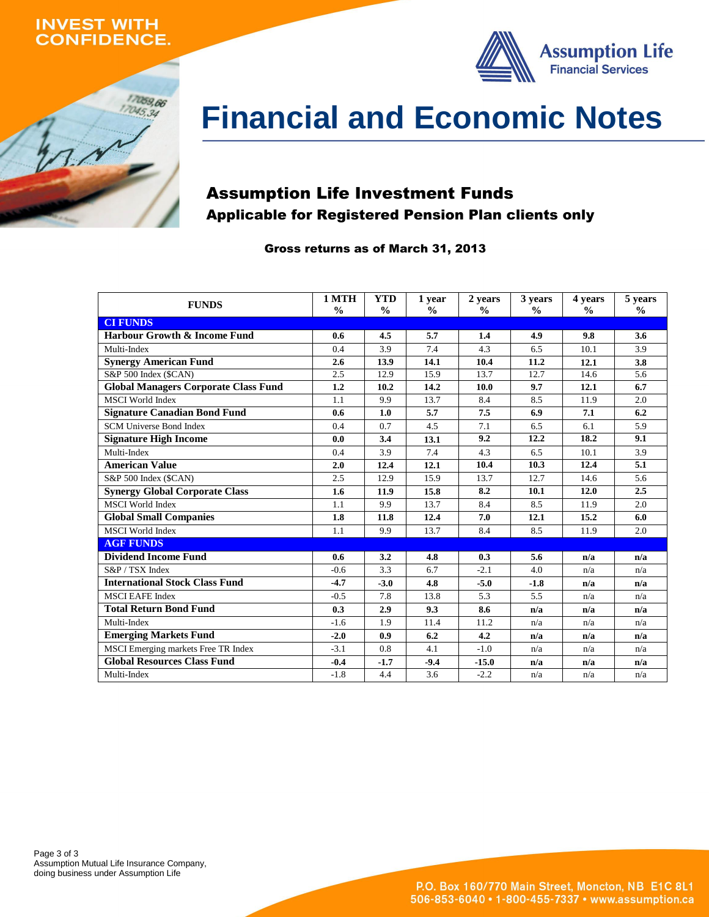INVEST WITH CONFIDENCE.

Assumption Life Financial Services

# Financial and Economic Notes

## Assumption Life Investment Funds

### Applicable for Registered Pension Plan clients only

**Gross returns as of March 31, 2013**

| FUNDS | 1 MTH % | YTD % | 1 year % | 2 years % | 3 years % | 4 years % | 5 years % |
|---|---|---|---|---|---|---|---|
| **CI FUNDS** | | | | | | | |
| **Harbour Growth & Income Fund** | **0.6** | **4.5** | **5.7** | **1.4** | **4.9** | **9.8** | **3.6** |
| Multi-Index | 0.4 | 3.9 | 7.4 | 4.3 | 6.5 | 10.1 | 3.9 |
| **Synergy American Fund** | **2.6** | **13.9** | **14.1** | **10.4** | **11.2** | **12.1** | **3.8** |
| S&P 500 Index ($CAN) | 2.5 | 12.9 | 15.9 | 13.7 | 12.7 | 14.6 | 5.6 |
| **Global Managers Corporate Class Fund** | **1.2** | **10.2** | **14.2** | **10.0** | **9.7** | **12.1** | **6.7** |
| MSCI World Index | 1.1 | 9.9 | 13.7 | 8.4 | 8.5 | 11.9 | 2.0 |
| **Signature Canadian Bond Fund** | **0.6** | **1.0** | **5.7** | **7.5** | **6.9** | **7.1** | **6.2** |
| SCM Universe Bond Index | 0.4 | 0.7 | 4.5 | 7.1 | 6.5 | 6.1 | 5.9 |
| **Signature High Income** | **0.0** | **3.4** | **13.1** | **9.2** | **12.2** | **18.2** | **9.1** |
| Multi-Index | 0.4 | 3.9 | 7.4 | 4.3 | 6.5 | 10.1 | 3.9 |
| **American Value** | **2.0** | **12.4** | **12.1** | **10.4** | **10.3** | **12.4** | **5.1** |
| S&P 500 Index ($CAN) | 2.5 | 12.9 | 15.9 | 13.7 | 12.7 | 14.6 | 5.6 |
| **Synergy Global Corporate Class** | **1.6** | **11.9** | **15.8** | **8.2** | **10.1** | **12.0** | **2.5** |
| MSCI World Index | 1.1 | 9.9 | 13.7 | 8.4 | 8.5 | 11.9 | 2.0 |
| **Global Small Companies** | **1.8** | **11.8** | **12.4** | **7.0** | **12.1** | **15.2** | **6.0** |
| MSCI World Index | 1.1 | 9.9 | 13.7 | 8.4 | 8.5 | 11.9 | 2.0 |
| **AGF FUNDS** | | | | | | | |
| **Dividend Income Fund** | **0.6** | **3.2** | **4.8** | **0.3** | **5.6** | **n/a** | **n/a** |
| S&P / TSX Index | -0.6 | 3.3 | 6.7 | -2.1 | 4.0 | n/a | n/a |
| **International Stock Class Fund** | **-4.7** | **-3.0** | **4.8** | **-5.0** | **-1.8** | **n/a** | **n/a** |
| MSCI EAFE Index | -0.5 | 7.8 | 13.8 | 5.3 | 5.5 | n/a | n/a |
| **Total Return Bond Fund** | **0.3** | **2.9** | **9.3** | **8.6** | **n/a** | **n/a** | **n/a** |
| Multi-Index | -1.6 | 1.9 | 11.4 | 11.2 | n/a | n/a | n/a |
| **Emerging Markets Fund** | **-2.0** | **0.9** | **6.2** | **4.2** | **n/a** | **n/a** | **n/a** |
| MSCI Emerging markets Free TR Index | -3.1 | 0.8 | 4.1 | -1.0 | n/a | n/a | n/a |
| **Global Resources Class Fund** | **-0.4** | **-1.7** | **-9.4** | **-15.0** | **n/a** | **n/a** | **n/a** |
| Multi-Index | -1.8 | 4.4 | 3.6 | -2.2 | n/a | n/a | n/a |

Assumption Mutual Life Insurance Company, doing business under Assumption Life

P.O. Box 160/770 Main Street, Moncton, NB E1C 8L1
506-853-6040 • 1-800-455-7337 • www.assumption.ca